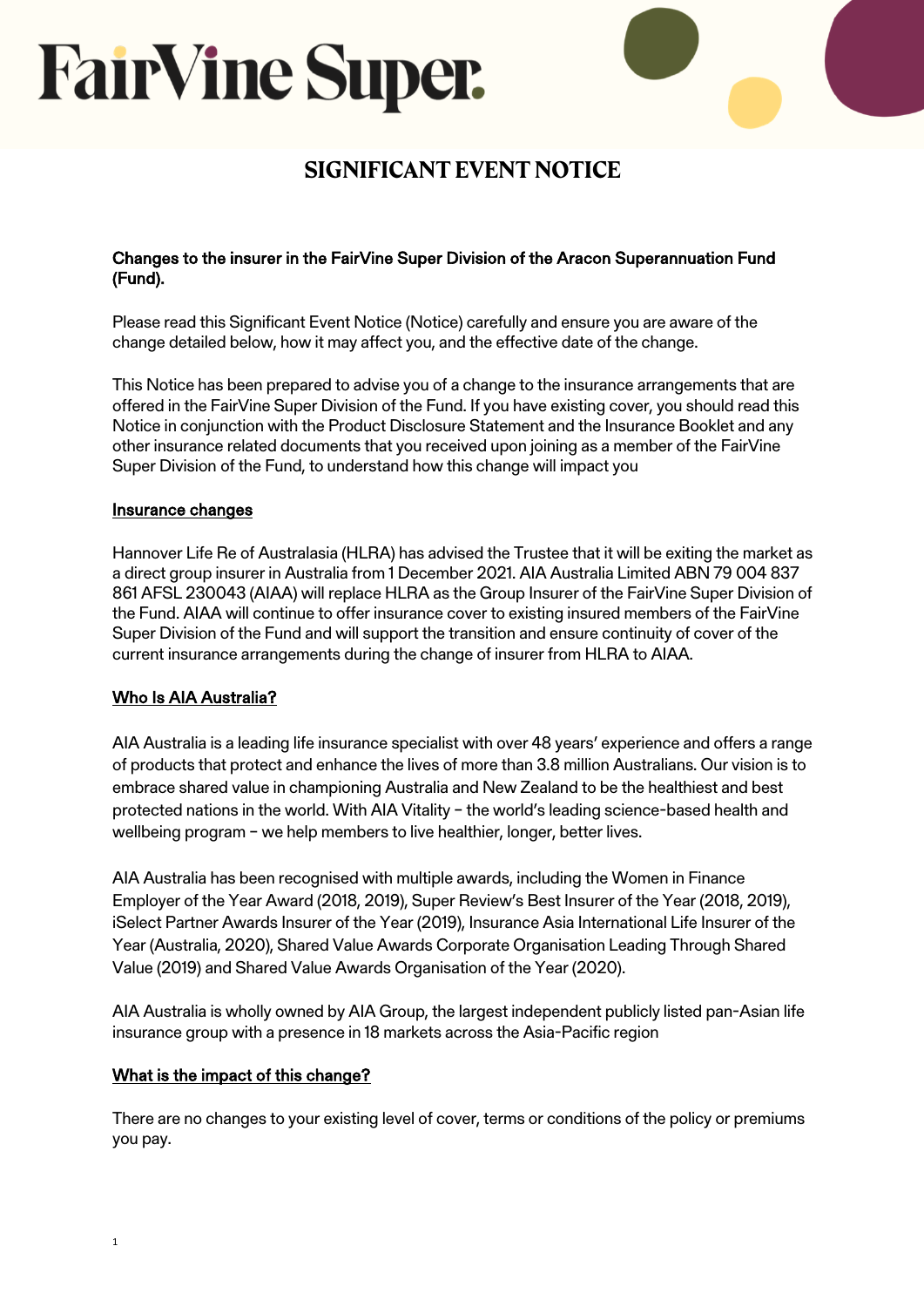# FairVine Super

## SIGNIFICANT EVENT NOTICE

**Changes to the insurer in the FairVine Super Division of the Aracon Superannuation Fund (Fund).**

Please read this Significant Event Notice (Notice) carefully and ensure you are aware of the change detailed below, how it may affect you, and the effective date of the change.

This Notice has been prepared to advise you of a change to the insurance arrangements that are offered in the FairVine Super Division of the Fund. If you have existing cover, you should read this Notice in conjunction with the Product Disclosure Statement and the Insurance Booklet and any other insurance related documents that you received upon joining as a member of the FairVine Super Division of the Fund, to understand how this change will impact you

### Insurance changes

Hannover Life Re of Australasia (HLRA) has advised the Trustee that it will be exiting the market as a direct group insurer in Australia from 1 December 2021. AIA Australia Limited ABN 79 004 837 861 AFSL 230043 (AIAA) will replace HLRA as the Group Insurer of the FairVine Super Division of the Fund. AIAA will continue to offer insurance cover to existing insured members of the FairVine Super Division of the Fund and will support the transition and ensure continuity of cover of the current insurance arrangements during the change of insurer from HLRA to AIAA.

### Who Is AIA Australia?

AIA Australia is a leading life insurance specialist with over 48 years' experience and offers a range of products that protect and enhance the lives of more than 3.8 million Australians. Our vision is to embrace shared value in championing Australia and New Zealand to be the healthiest and best protected nations in the world. With AIA Vitality – the world's leading science-based health and wellbeing program – we help members to live healthier, longer, better lives.

AIA Australia has been recognised with multiple awards, including the Women in Finance Employer of the Year Award (2018, 2019), Super Review's Best Insurer of the Year (2018, 2019), iSelect Partner Awards Insurer of the Year (2019), Insurance Asia International Life Insurer of the Year (Australia, 2020), Shared Value Awards Corporate Organisation Leading Through Shared Value (2019) and Shared Value Awards Organisation of the Year (2020).

AIA Australia is wholly owned by AIA Group, the largest independent publicly listed pan-Asian life insurance group with a presence in 18 markets across the Asia-Pacific region

### What is the impact of this change?

There are no changes to your existing level of cover, terms or conditions of the policy or premiums you pay.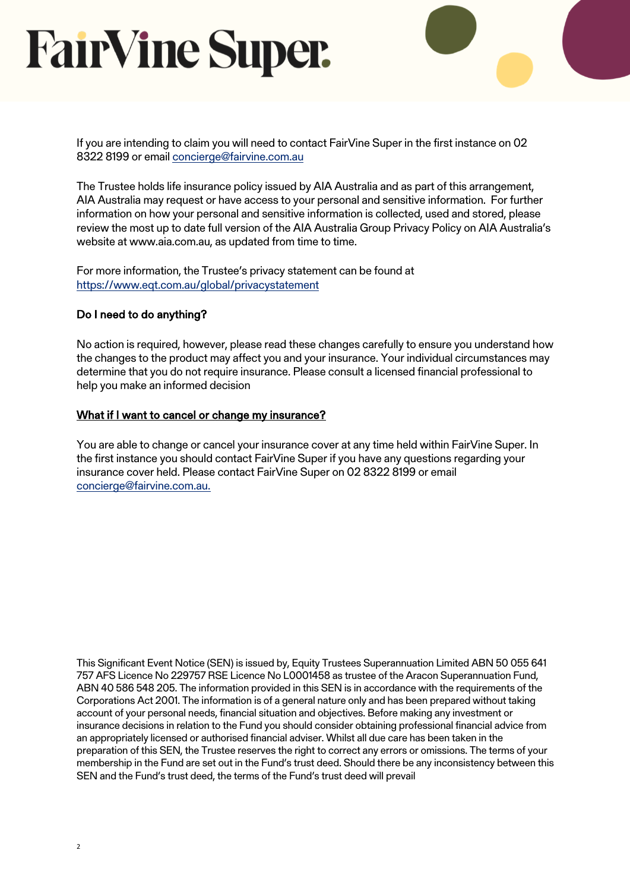If you are intending to claim you will need to contact FairVine Super in the first instance on 02 8322 8199 or email concierge@fairvine.com.au

The Trustee holds life insurance policy issued by AIA Australia and as part of this arrangement, AIA Australia may request or have access to your personal and sensitive information. For further information on how your personal and sensitive information is collected, used and stored, please review the most up to date full version of the AIA Australia Group Privacy Policy on AIA Australia's website at www.aia.com.au, as updated from time to time.

For more information, the Trustee's privacy statement can be found at https://www.eqt.com.au/global/privacystatement

**Do I need to do anything?**

No action is required, however, please read these changes carefully to ensure you understand how the changes to the product may affect you and your insurance. Your individual circumstances may determine that you do not require insurance. Please consult a licensed financial professional to help you make an informed decision

**What if I want to cancel or change my insurance?**

You are able to change or cancel your insurance cover at any time held within FairVine Super. In the first instance you should contact FairVine Super if you have any questions regarding your insurance cover held. Please contact FairVine Super on 02 8322 8199 or email concierge@fairvine.com.au.

This Significant Event Notice (SEN) is issued by, Equity Trustees Superannuation Limited ABN 50 055 641 757 AFS Licence No 229757 RSE Licence No L0001458 as trustee of the Aracon Superannuation Fund, ABN 40 586 548 205. The information provided in this SEN is in accordance with the requirements of the Corporations Act 2001. The information is of a general nature only and has been prepared without taking account of your personal needs, financial situation and objectives. Before making any investment or insurance decisions in relation to the Fund you should consider obtaining professional financial advice from an appropriately licensed or authorised financial adviser. Whilst all due care has been taken in the preparation of this SEN, the Trustee reserves the right to correct any errors or omissions. The terms of your membership in the Fund are set out in the Fund's trust deed. Should there be any inconsistency between this SEN and the Fund's trust deed, the terms of the Fund's trust deed will prevail